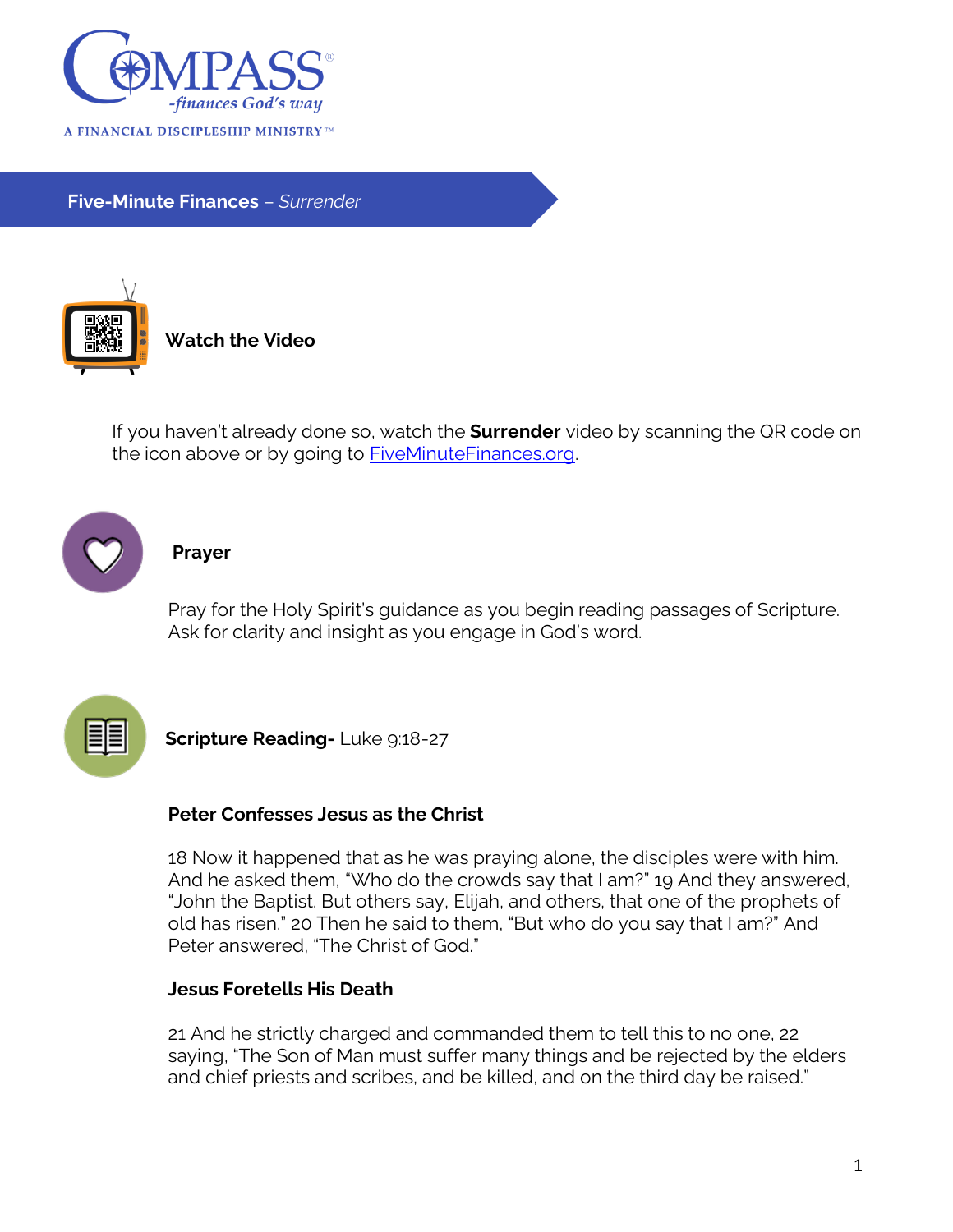COMPASS®

*-finances God's way*

A FINANCIAL DISCIPLESHIP MINISTRY™

# **Five-Minute Finances** – *Surrender*

## Watch the Video

If you haven't already done so, watch the **Surrender** video by scanning the QR code on the icon above or by going to [FiveMinuteFinances.org](FiveMinuteFinances.org).

## Prayer

Pray for the Holy Spirit's guidance as you begin reading passages of Scripture. Ask for clarity and insight as you engage in God's word.

## Scripture Reading- Luke 9:18-27

**Peter Confesses Jesus as the Christ**

18 Now it happened that as he was praying alone, the disciples were with him. And he asked them, "Who do the crowds say that I am?" 19 And they answered, "John the Baptist. But others say, Elijah, and others, that one of the prophets of old has risen." 20 Then he said to them, "But who do you say that I am?" And Peter answered, "The Christ of God."

**Jesus Foretells His Death**

21 And he strictly charged and commanded them to tell this to no one, 22 saying, "The Son of Man must suffer many things and be rejected by the elders and chief priests and scribes, and be killed, and on the third day be raised."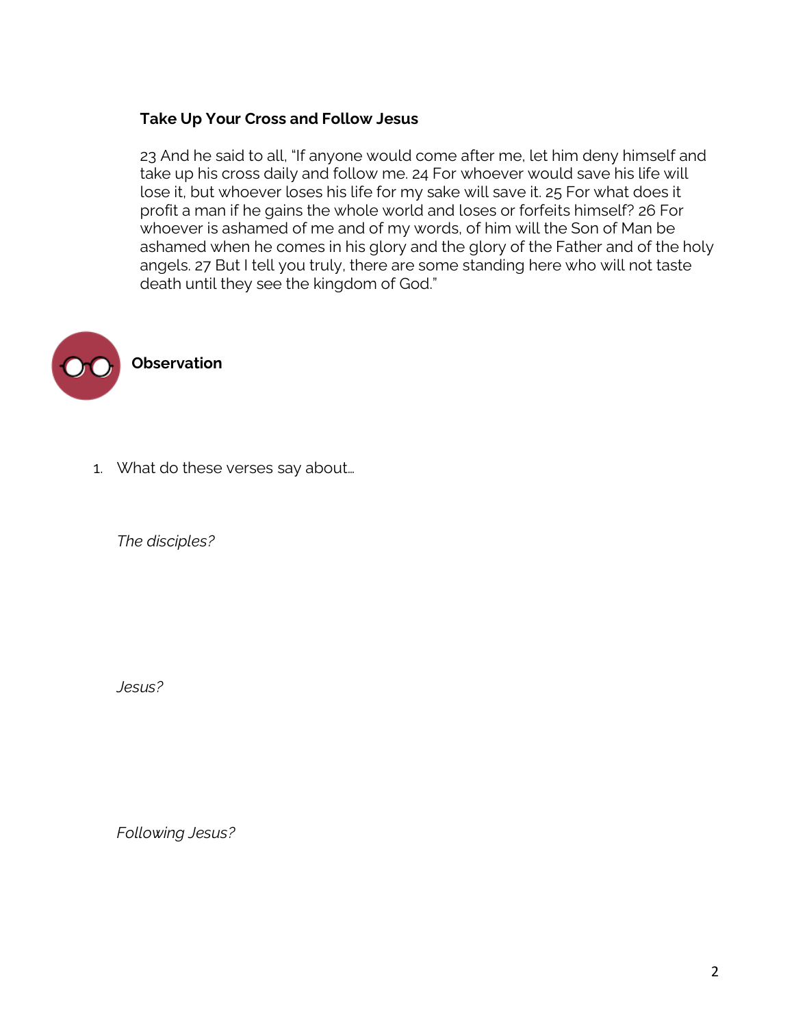### Take Up Your Cross and Follow Jesus

23 And he said to all, "If anyone would come after me, let him deny himself and take up his cross daily and follow me. 24 For whoever would save his life will lose it, but whoever loses his life for my sake will save it. 25 For what does it profit a man if he gains the whole world and loses or forfeits himself? 26 For whoever is ashamed of me and of my words, of him will the Son of Man be ashamed when he comes in his glory and the glory of the Father and of the holy angels. 27 But I tell you truly, there are some standing here who will not taste death until they see the kingdom of God."

**Observation**

1. What do these verses say about…

   *The disciples?*

   *Jesus?*

   *Following Jesus?*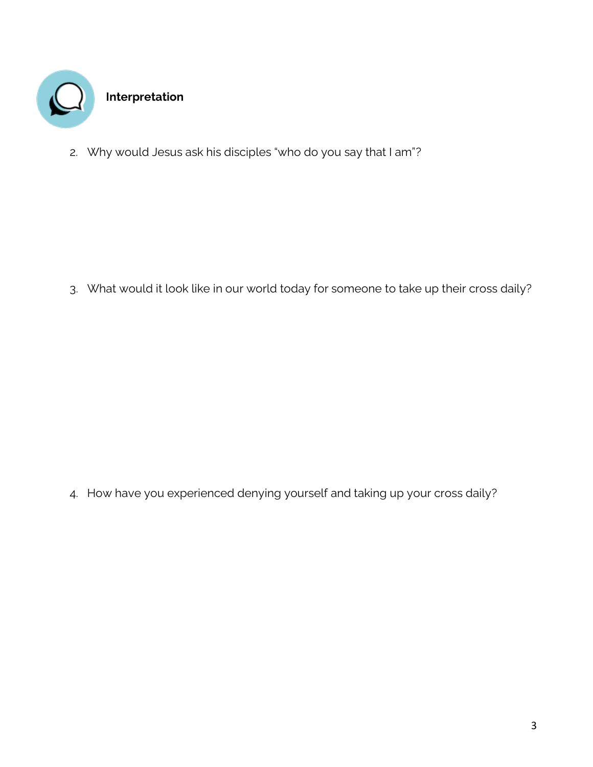**Interpretation**

2. Why would Jesus ask his disciples "who do you say that I am"?

3. What would it look like in our world today for someone to take up their cross daily?

4. How have you experienced denying yourself and taking up your cross daily?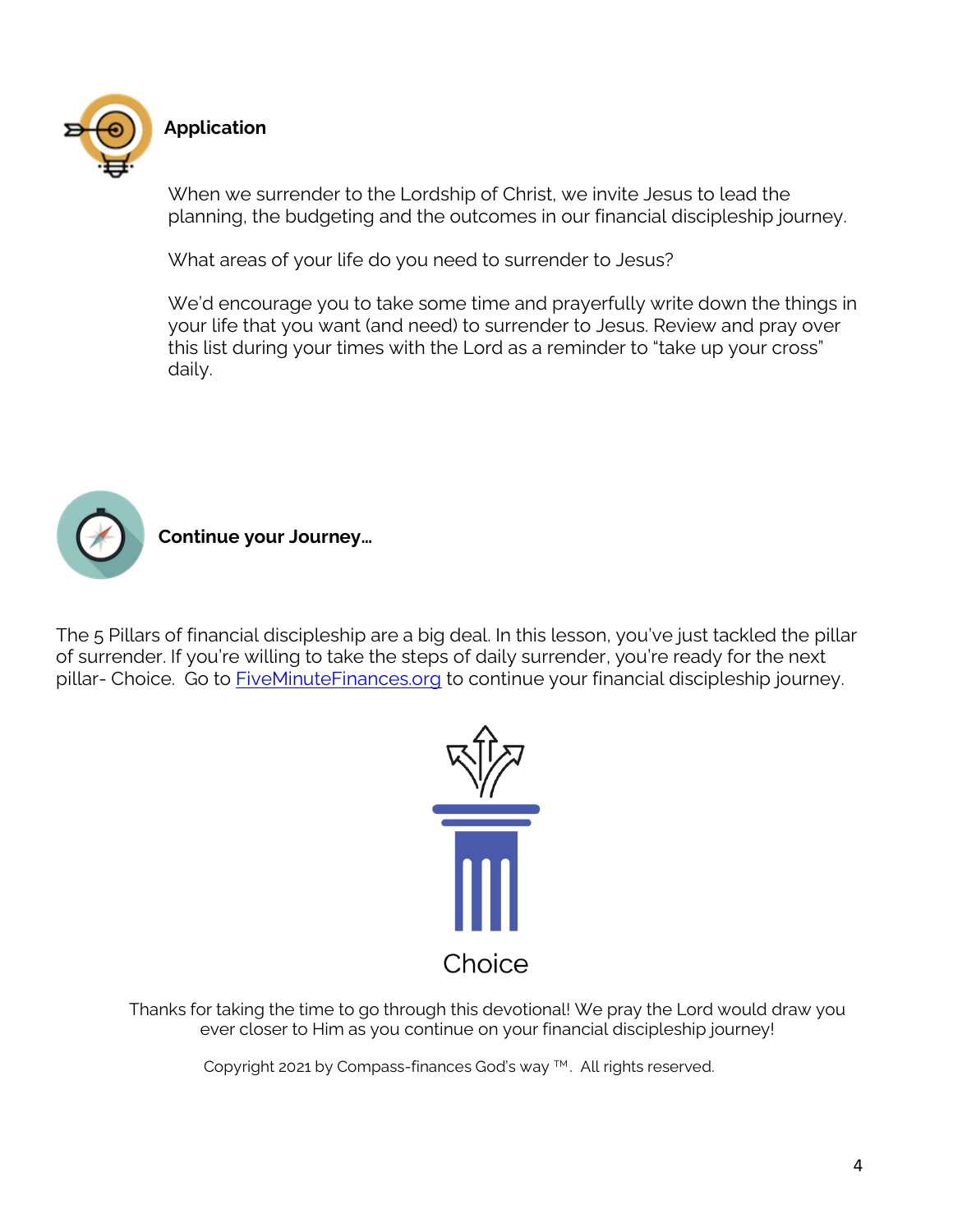## Application

When we surrender to the Lordship of Christ, we invite Jesus to lead the planning, the budgeting and the outcomes in our financial discipleship journey.

What areas of your life do you need to surrender to Jesus?

We'd encourage you to take some time and prayerfully write down the things in your life that you want (and need) to surrender to Jesus. Review and pray over this list during your times with the Lord as a reminder to "take up your cross" daily.

## Continue your Journey…

The 5 Pillars of financial discipleship are a big deal. In this lesson, you've just tackled the pillar of surrender. If you're willing to take the steps of daily surrender, you're ready for the next pillar- Choice. Go to [FiveMinuteFinances.org](FiveMinuteFinances.org) to continue your financial discipleship journey.

Choice

Thanks for taking the time to go through this devotional! We pray the Lord would draw you ever closer to Him as you continue on your financial discipleship journey!

Copyright 2021 by Compass-finances God's way ™. All rights reserved.